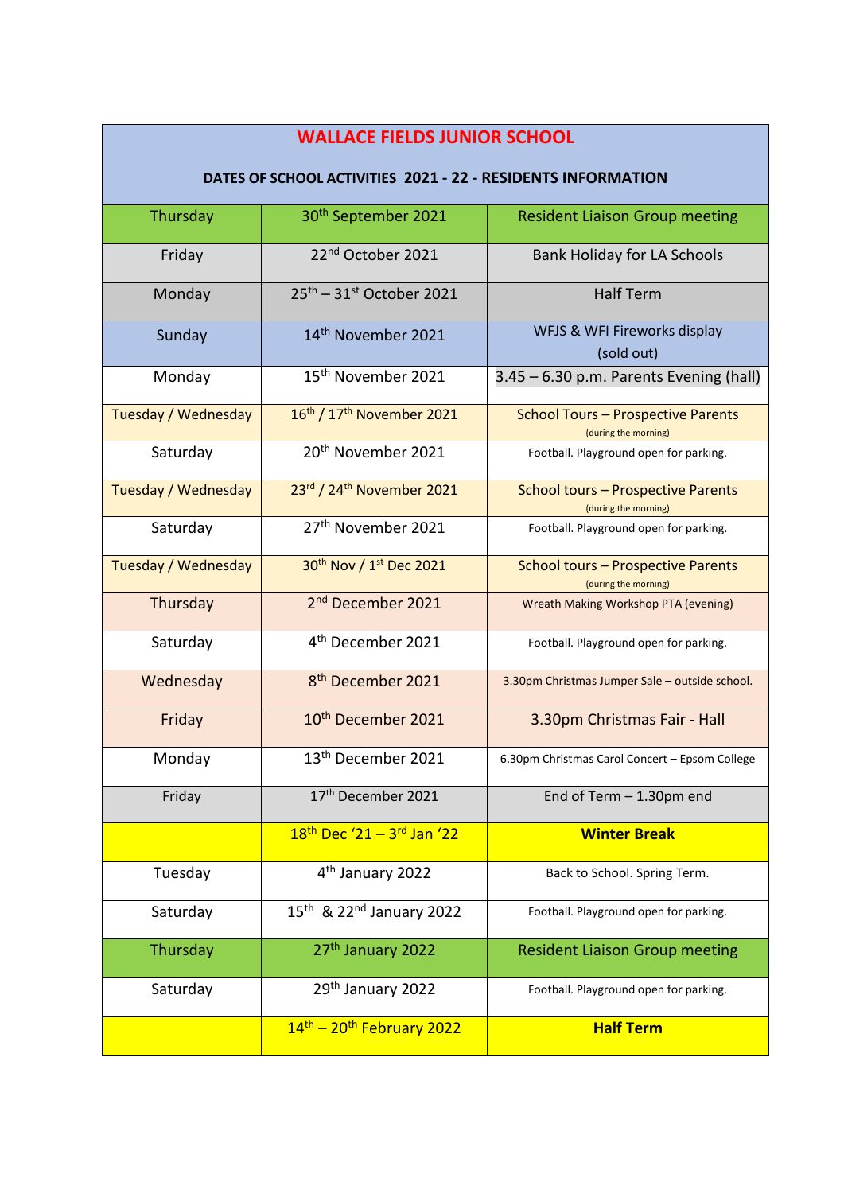# WALLACE FIELDS JUNIOR SCHOOL

## DATES OF SCHOOL ACTIVITIES 2021 - 22 - RESIDENTS INFORMATION

| Day | Date | Activity |
|---|---|---|
| Thursday | 30th September 2021 | Resident Liaison Group meeting |
| Friday | 22nd October 2021 | Bank Holiday for LA Schools |
| Monday | 25th – 31st October 2021 | Half Term |
| Sunday | 14th November 2021 | WFJS & WFI Fireworks display (sold out) |
| Monday | 15th November 2021 | 3.45 – 6.30 p.m. Parents Evening (hall) |
| Tuesday / Wednesday | 16th / 17th November 2021 | School Tours – Prospective Parents (during the morning) |
| Saturday | 20th November 2021 | Football. Playground open for parking. |
| Tuesday / Wednesday | 23rd / 24th November 2021 | School tours – Prospective Parents (during the morning) |
| Saturday | 27th November 2021 | Football. Playground open for parking. |
| Tuesday / Wednesday | 30th Nov / 1st Dec 2021 | School tours – Prospective Parents (during the morning) |
| Thursday | 2nd December 2021 | Wreath Making Workshop PTA (evening) |
| Saturday | 4th December 2021 | Football. Playground open for parking. |
| Wednesday | 8th December 2021 | 3.30pm Christmas Jumper Sale – outside school. |
| Friday | 10th December 2021 | 3.30pm Christmas Fair - Hall |
| Monday | 13th December 2021 | 6.30pm Christmas Carol Concert – Epsom College |
| Friday | 17th December 2021 | End of Term – 1.30pm end |
| | 18th Dec '21 – 3rd Jan '22 | **Winter Break** |
| Tuesday | 4th January 2022 | Back to School. Spring Term. |
| Saturday | 15th & 22nd January 2022 | Football. Playground open for parking. |
| Thursday | 27th January 2022 | Resident Liaison Group meeting |
| Saturday | 29th January 2022 | Football. Playground open for parking. |
| | 14th – 20th February 2022 | **Half Term** |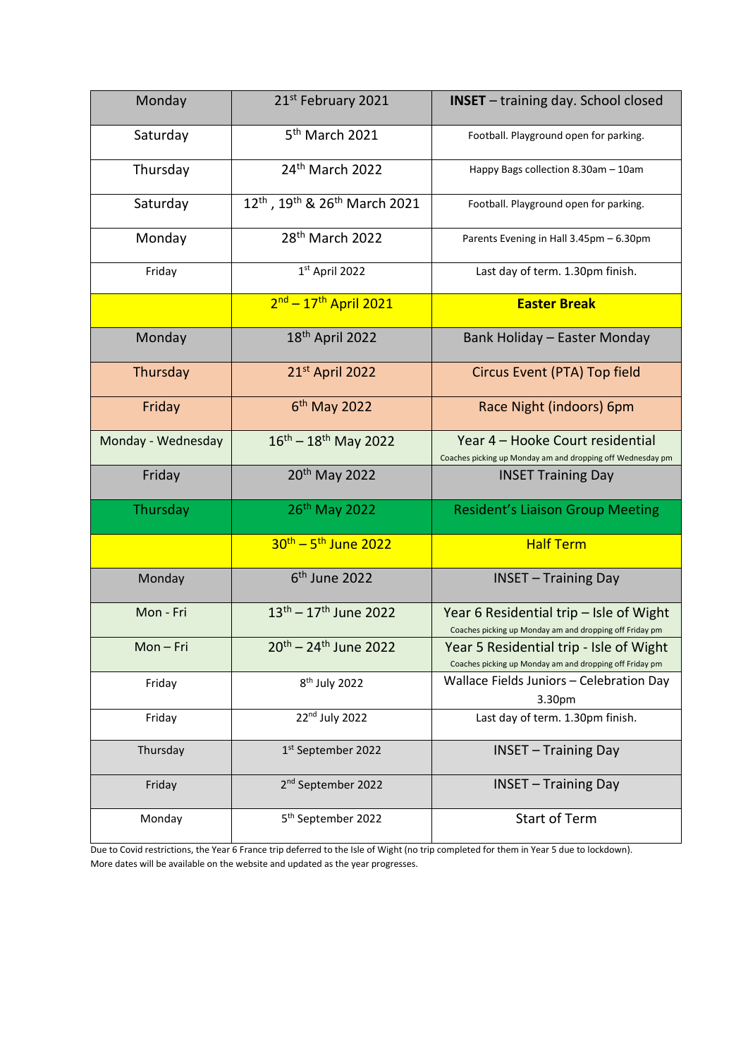| | | |
|---|---|---|
| Monday | 21st February 2021 | **INSET** – training day. School closed |
| Saturday | 5th March 2021 | Football. Playground open for parking. |
| Thursday | 24th March 2022 | Happy Bags collection 8.30am – 10am |
| Saturday | 12th , 19th & 26th March 2021 | Football. Playground open for parking. |
| Monday | 28th March 2022 | Parents Evening in Hall 3.45pm – 6.30pm |
| Friday | 1st April 2022 | Last day of term. 1.30pm finish. |
| | 2nd – 17th April 2021 | **Easter Break** |
| Monday | 18th April 2022 | Bank Holiday – Easter Monday |
| Thursday | 21st April 2022 | Circus Event (PTA) Top field |
| Friday | 6th May 2022 | Race Night (indoors) 6pm |
| Monday - Wednesday | 16th – 18th May 2022 | Year 4 – Hooke Court residential<br>Coaches picking up Monday am and dropping off Wednesday pm |
| Friday | 20th May 2022 | INSET Training Day |
| Thursday | 26th May 2022 | Resident's Liaison Group Meeting |
| | 30th – 5th June 2022 | Half Term |
| Monday | 6th June 2022 | INSET – Training Day |
| Mon - Fri | 13th – 17th June 2022 | Year 6 Residential trip – Isle of Wight<br>Coaches picking up Monday am and dropping off Friday pm |
| Mon – Fri | 20th – 24th June 2022 | Year 5 Residential trip - Isle of Wight<br>Coaches picking up Monday am and dropping off Friday pm |
| Friday | 8th July 2022 | Wallace Fields Juniors – Celebration Day 3.30pm |
| Friday | 22nd July 2022 | Last day of term. 1.30pm finish. |
| Thursday | 1st September 2022 | INSET – Training Day |
| Friday | 2nd September 2022 | INSET – Training Day |
| Monday | 5th September 2022 | Start of Term |

Due to Covid restrictions, the Year 6 France trip deferred to the Isle of Wight (no trip completed for them in Year 5 due to lockdown).
More dates will be available on the website and updated as the year progresses.